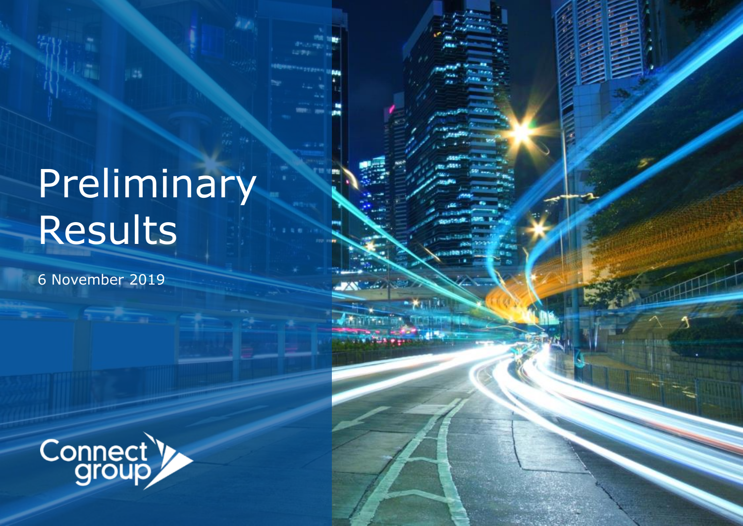# Preliminary Results

6 November 2019

Connect group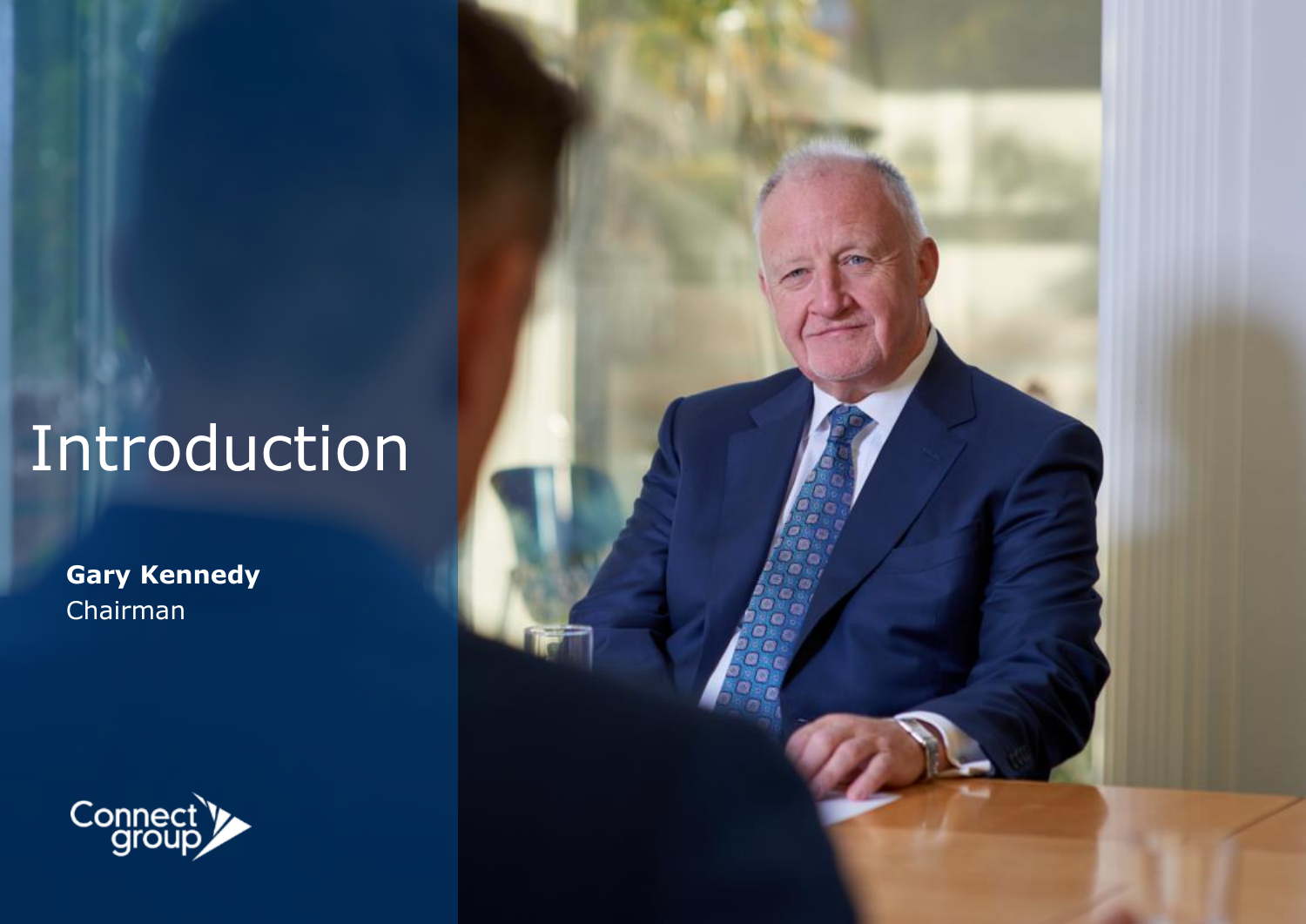# Introduction

**Gary Kennedy**
Chairman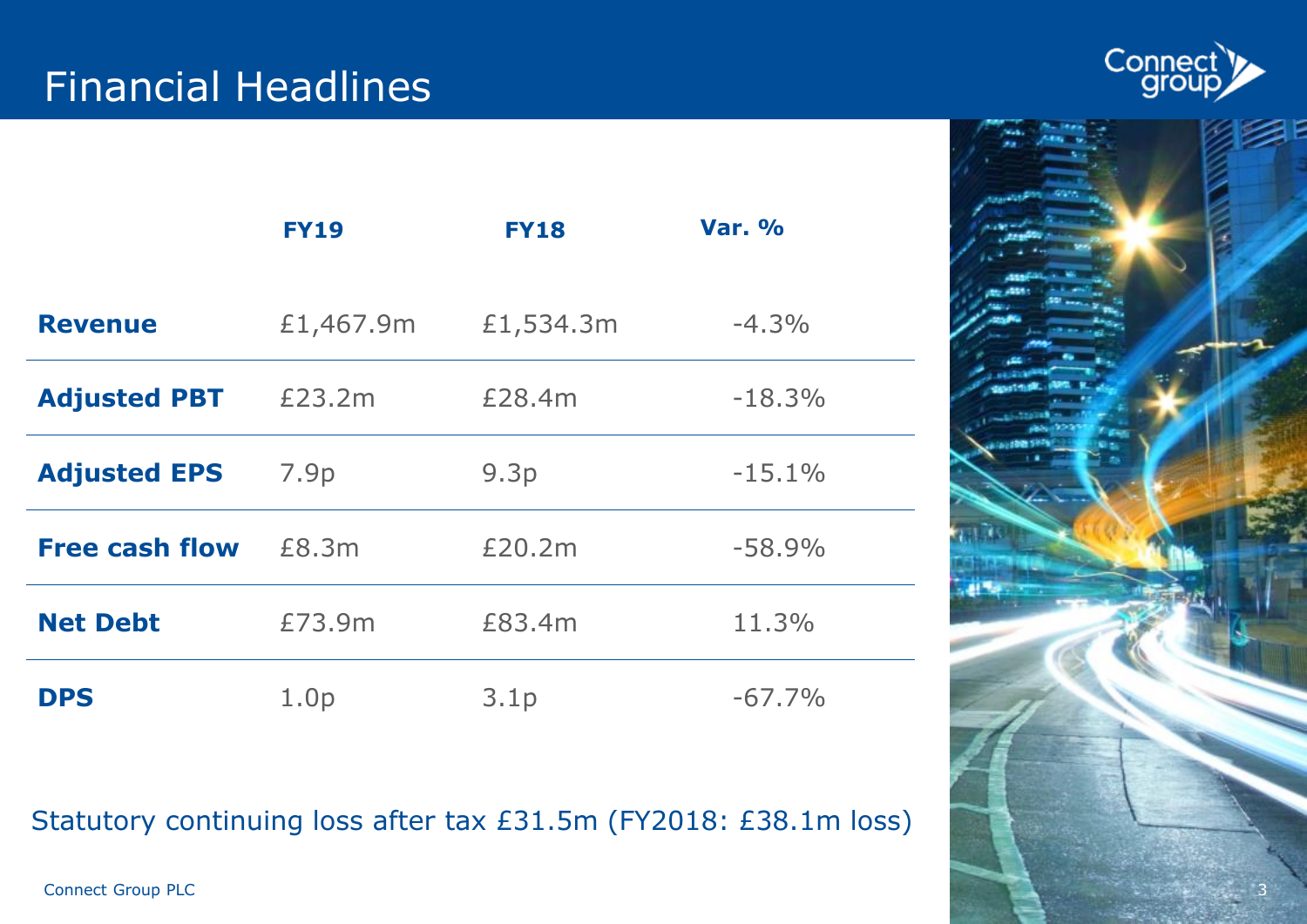# Financial Headlines

| | FY19 | FY18 | Var. % |
|---|---|---|---|
| **Revenue** | £1,467.9m | £1,534.3m | -4.3% |
| **Adjusted PBT** | £23.2m | £28.4m | -18.3% |
| **Adjusted EPS** | 7.9p | 9.3p | -15.1% |
| **Free cash flow** | £8.3m | £20.2m | -58.9% |
| **Net Debt** | £73.9m | £83.4m | 11.3% |
| **DPS** | 1.0p | 3.1p | -67.7% |

Statutory continuing loss after tax £31.5m (FY2018: £38.1m loss)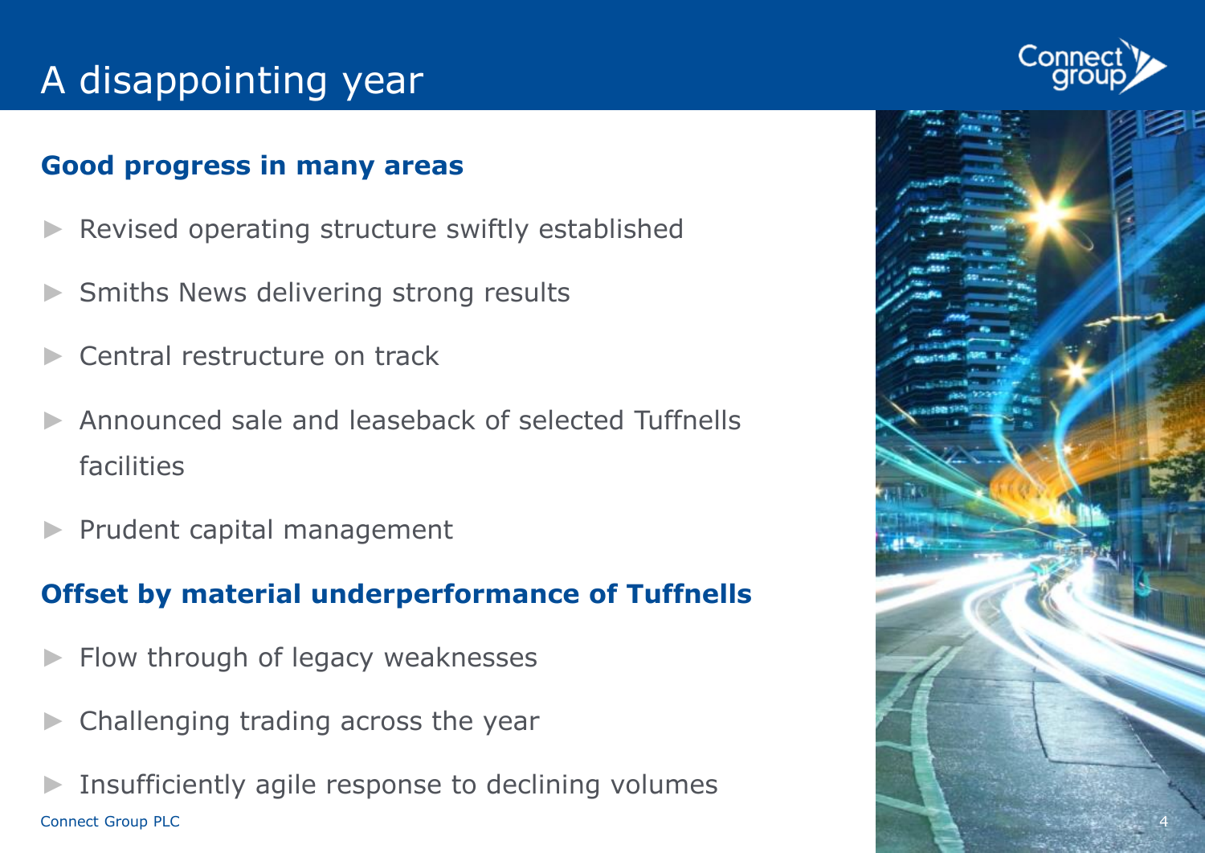# A disappointing year

**Good progress in many areas**

- Revised operating structure swiftly established
- Smiths News delivering strong results
- Central restructure on track
- Announced sale and leaseback of selected Tuffnells facilities
- Prudent capital management

**Offset by material underperformance of Tuffnells**

- Flow through of legacy weaknesses
- Challenging trading across the year
- Insufficiently agile response to declining volumes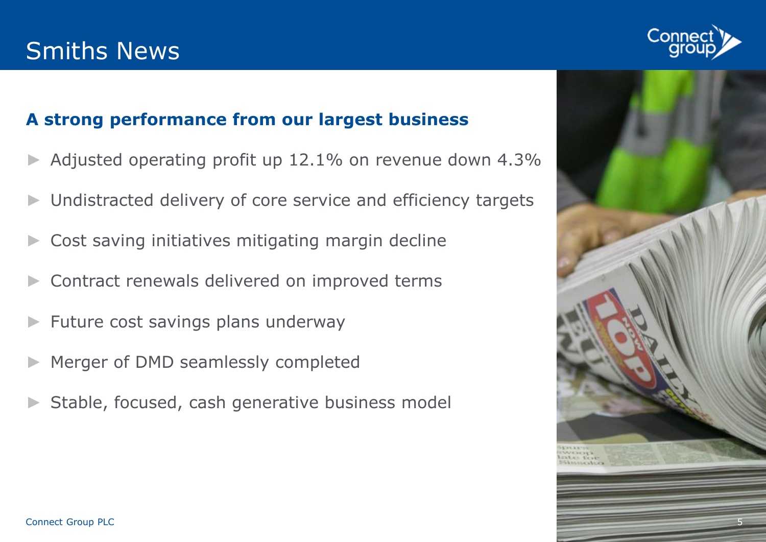# Smiths News

## A strong performance from our largest business

- Adjusted operating profit up 12.1% on revenue down 4.3%
- Undistracted delivery of core service and efficiency targets
- Cost saving initiatives mitigating margin decline
- Contract renewals delivered on improved terms
- Future cost savings plans underway
- Merger of DMD seamlessly completed
- Stable, focused, cash generative business model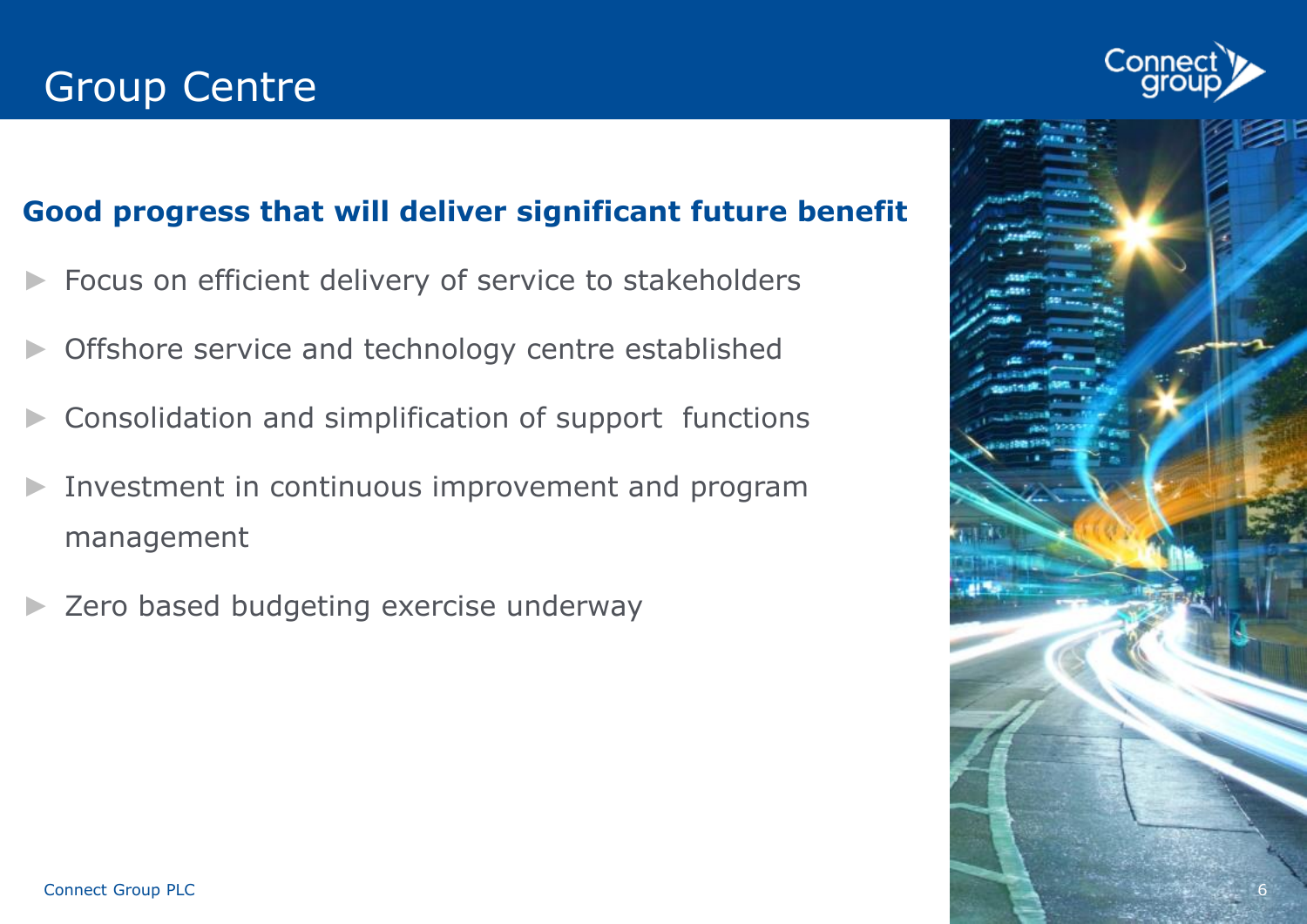# Group Centre

**Good progress that will deliver significant future benefit**

- Focus on efficient delivery of service to stakeholders
- Offshore service and technology centre established
- Consolidation and simplification of support functions
- Investment in continuous improvement and program management
- Zero based budgeting exercise underway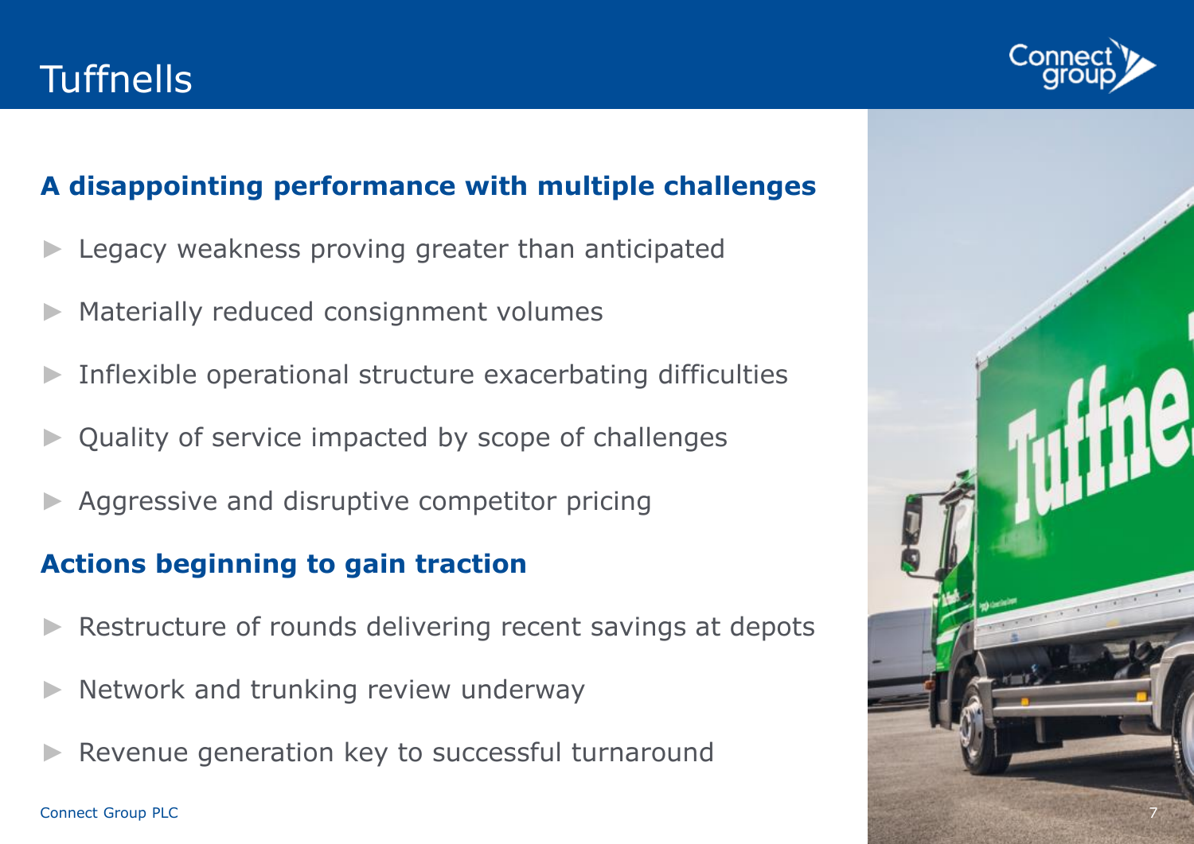# Tuffnells

**A disappointing performance with multiple challenges**

- Legacy weakness proving greater than anticipated
- Materially reduced consignment volumes
- Inflexible operational structure exacerbating difficulties
- Quality of service impacted by scope of challenges
- Aggressive and disruptive competitor pricing

**Actions beginning to gain traction**

- Restructure of rounds delivering recent savings at depots
- Network and trunking review underway
- Revenue generation key to successful turnaround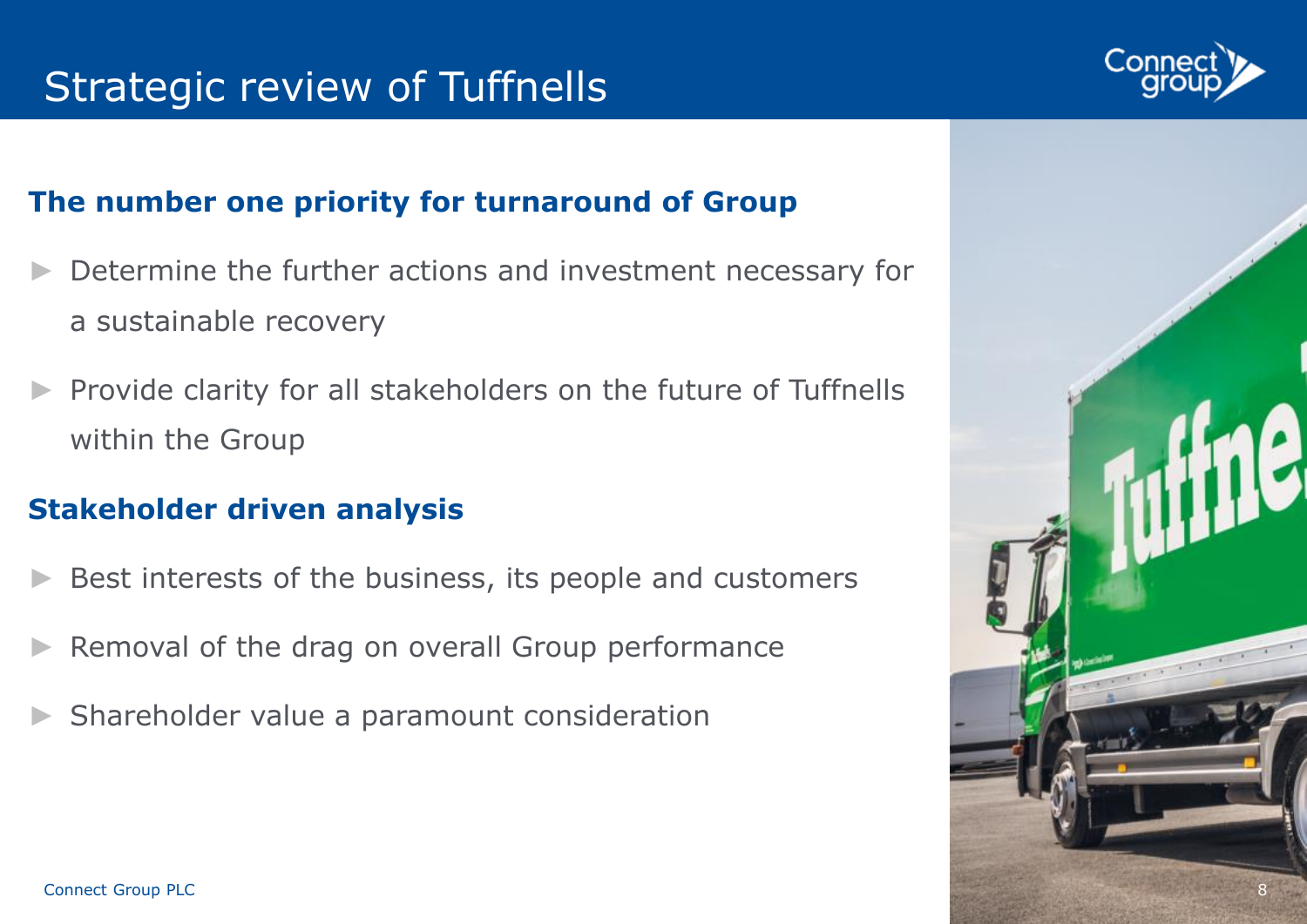# Strategic review of Tuffnells

## The number one priority for turnaround of Group

- Determine the further actions and investment necessary for a sustainable recovery
- Provide clarity for all stakeholders on the future of Tuffnells within the Group

## Stakeholder driven analysis

- Best interests of the business, its people and customers
- Removal of the drag on overall Group performance
- Shareholder value a paramount consideration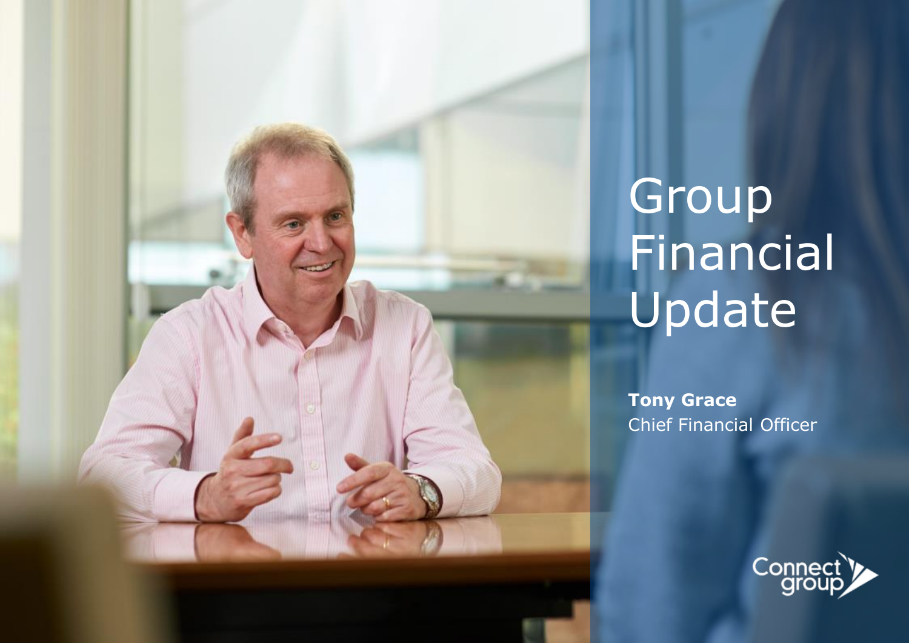# Group Financial Update

**Tony Grace**
Chief Financial Officer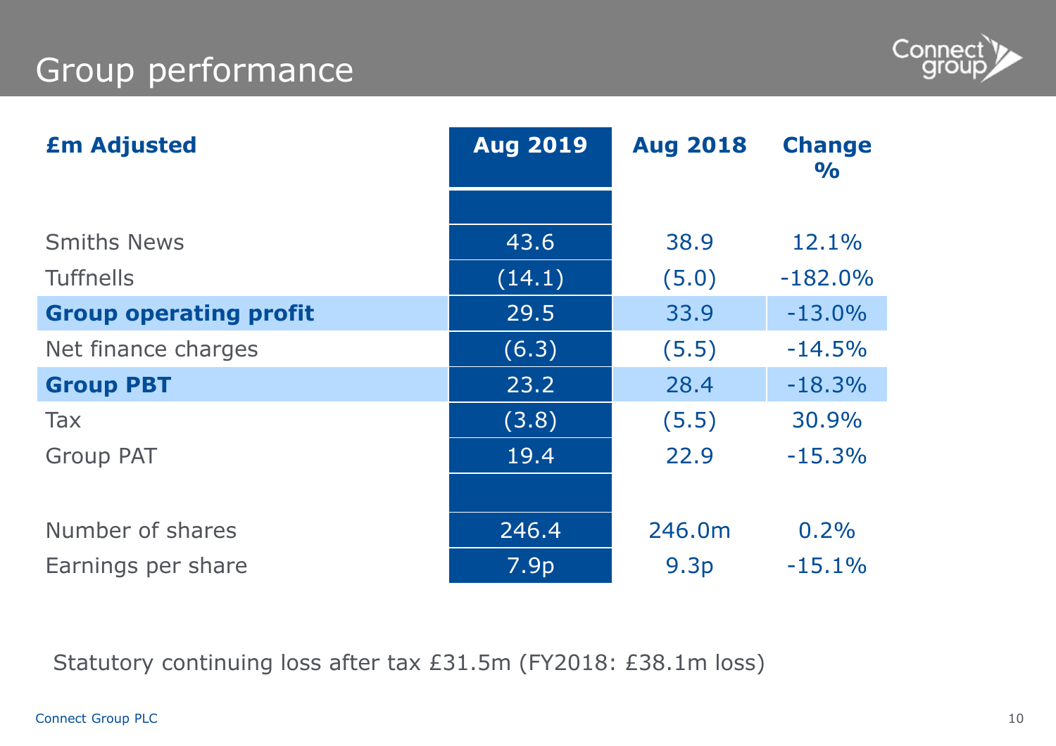# Group performance

| £m Adjusted | Aug 2019 | Aug 2018 | Change % |
|---|---|---|---|
| | | | |
| Smiths News | 43.6 | 38.9 | 12.1% |
| Tuffnells | (14.1) | (5.0) | -182.0% |
| **Group operating profit** | 29.5 | 33.9 | -13.0% |
| Net finance charges | (6.3) | (5.5) | -14.5% |
| **Group PBT** | 23.2 | 28.4 | -18.3% |
| Tax | (3.8) | (5.5) | 30.9% |
| Group PAT | 19.4 | 22.9 | -15.3% |
| | | | |
| Number of shares | 246.4 | 246.0m | 0.2% |
| Earnings per share | 7.9p | 9.3p | -15.1% |

Statutory continuing loss after tax £31.5m (FY2018: £38.1m loss)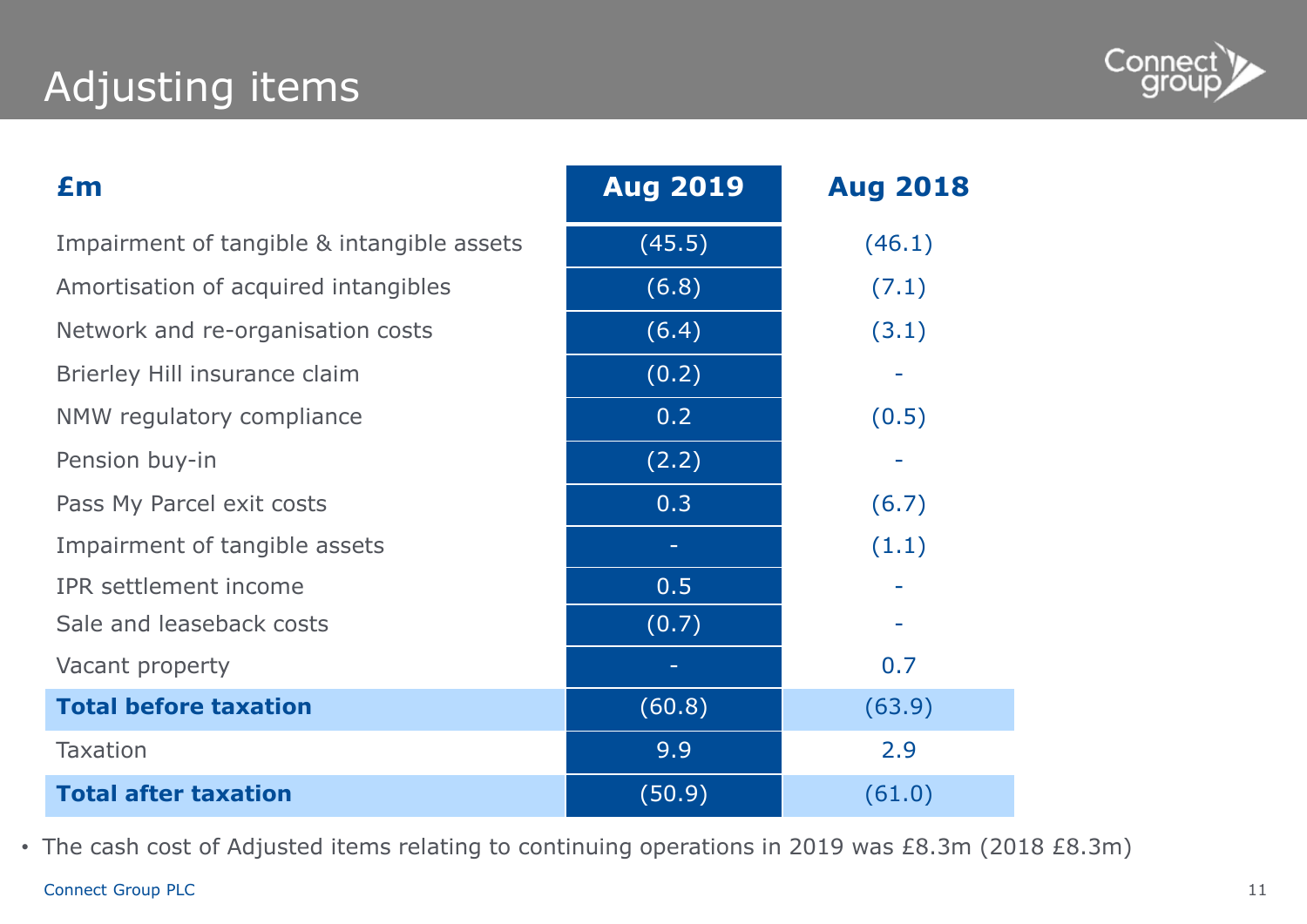# Adjusting items

| £m | Aug 2019 | Aug 2018 |
|---|---|---|
| Impairment of tangible & intangible assets | (45.5) | (46.1) |
| Amortisation of acquired intangibles | (6.8) | (7.1) |
| Network and re-organisation costs | (6.4) | (3.1) |
| Brierley Hill insurance claim | (0.2) | - |
| NMW regulatory compliance | 0.2 | (0.5) |
| Pension buy-in | (2.2) | - |
| Pass My Parcel exit costs | 0.3 | (6.7) |
| Impairment of tangible assets | - | (1.1) |
| IPR settlement income | 0.5 | - |
| Sale and leaseback costs | (0.7) | - |
| Vacant property | - | 0.7 |
| **Total before taxation** | (60.8) | (63.9) |
| Taxation | 9.9 | 2.9 |
| **Total after taxation** | (50.9) | (61.0) |

- The cash cost of Adjusted items relating to continuing operations in 2019 was £8.3m (2018 £8.3m)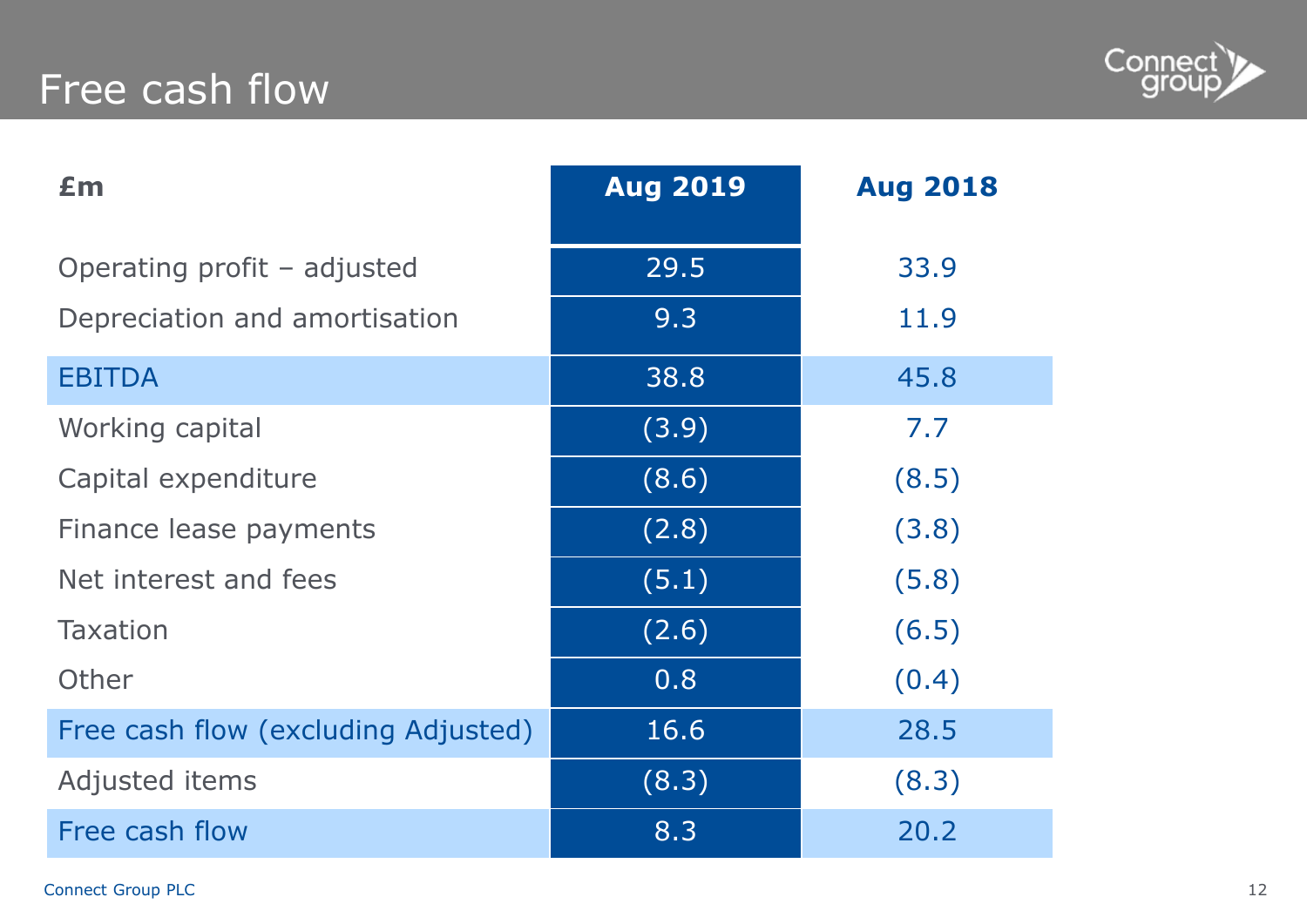# Free cash flow

| £m | Aug 2019 | Aug 2018 |
|---|---|---|
| Operating profit – adjusted | 29.5 | 33.9 |
| Depreciation and amortisation | 9.3 | 11.9 |
| EBITDA | 38.8 | 45.8 |
| Working capital | (3.9) | 7.7 |
| Capital expenditure | (8.6) | (8.5) |
| Finance lease payments | (2.8) | (3.8) |
| Net interest and fees | (5.1) | (5.8) |
| Taxation | (2.6) | (6.5) |
| Other | 0.8 | (0.4) |
| Free cash flow (excluding Adjusted) | 16.6 | 28.5 |
| Adjusted items | (8.3) | (8.3) |
| Free cash flow | 8.3 | 20.2 |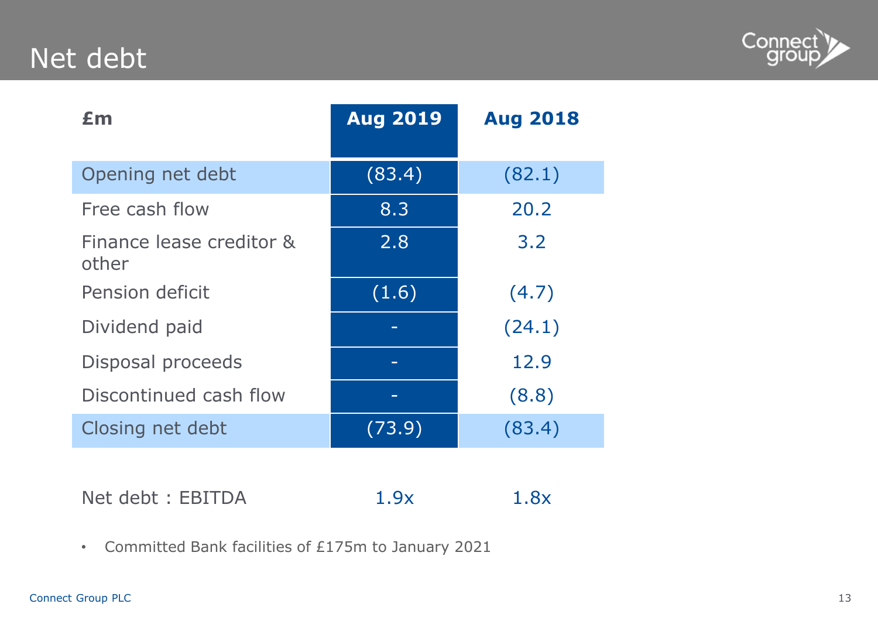# Net debt

| £m | Aug 2019 | Aug 2018 |
|---|---|---|
| Opening net debt | (83.4) | (82.1) |
| Free cash flow | 8.3 | 20.2 |
| Finance lease creditor & other | 2.8 | 3.2 |
| Pension deficit | (1.6) | (4.7) |
| Dividend paid | - | (24.1) |
| Disposal proceeds | - | 12.9 |
| Discontinued cash flow | - | (8.8) |
| Closing net debt | (73.9) | (83.4) |
| | | |
| Net debt : EBITDA | 1.9x | 1.8x |

- Committed Bank facilities of £175m to January 2021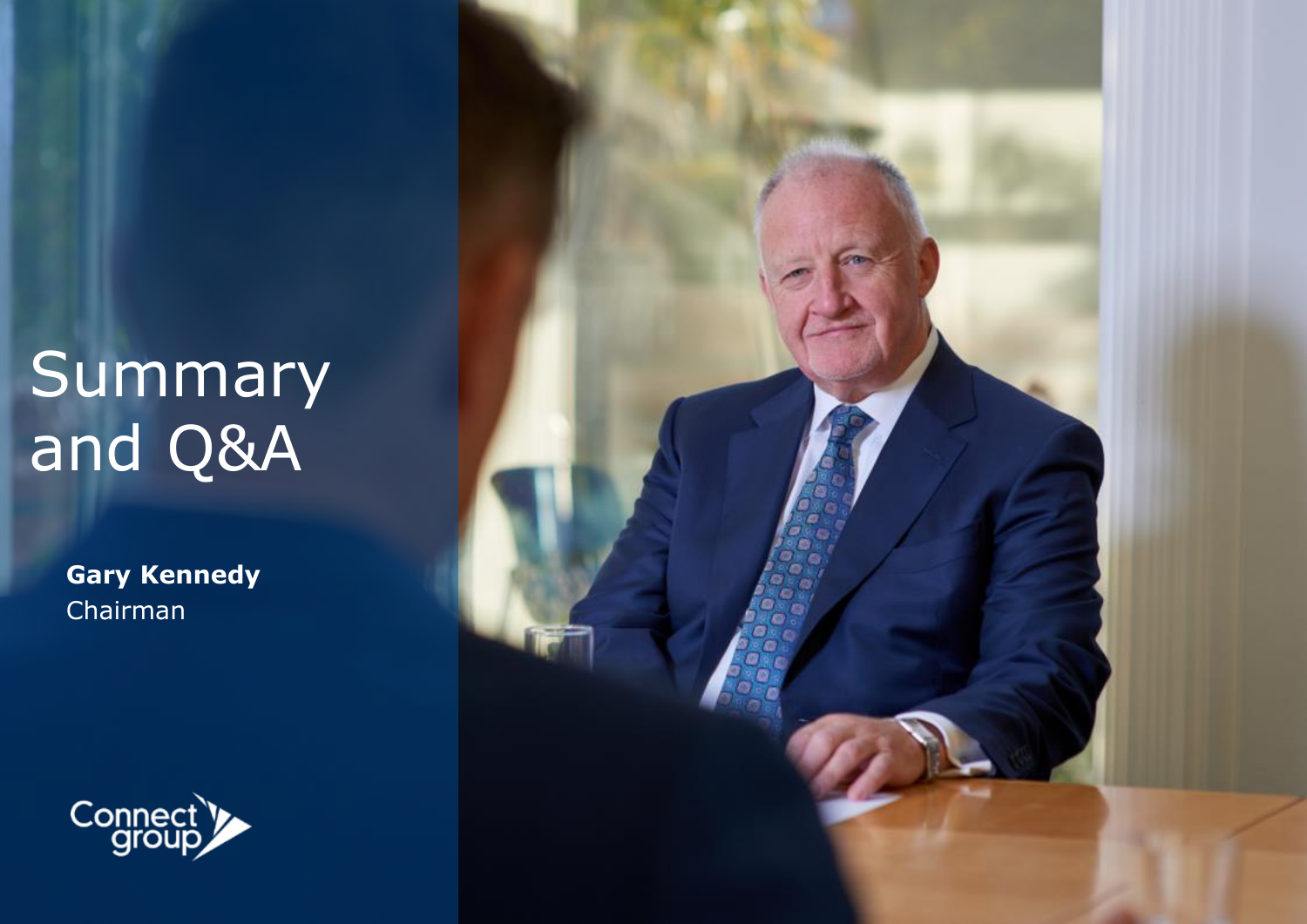# Summary and Q&A

**Gary Kennedy**
Chairman

Connect group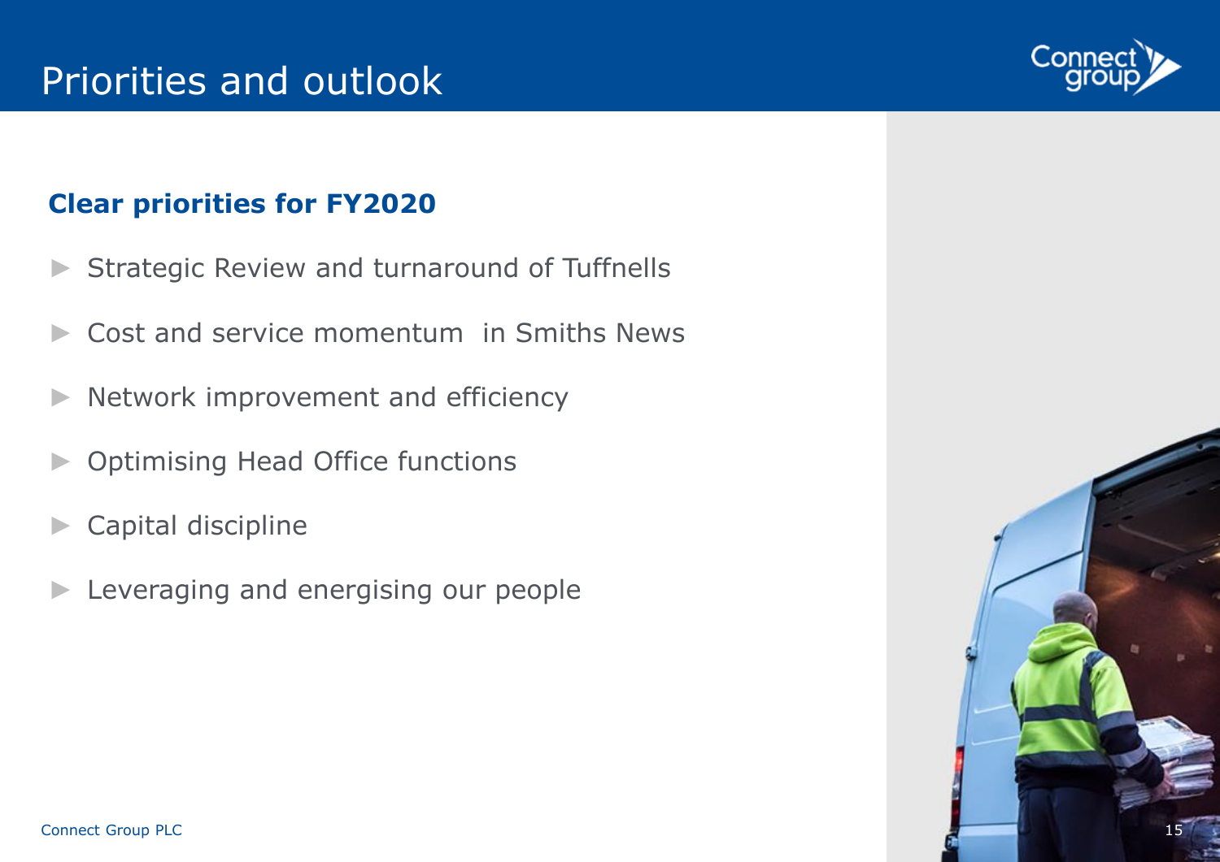# Priorities and outlook

## Clear priorities for FY2020

- Strategic Review and turnaround of Tuffnells
- Cost and service momentum in Smiths News
- Network improvement and efficiency
- Optimising Head Office functions
- Capital discipline
- Leveraging and energising our people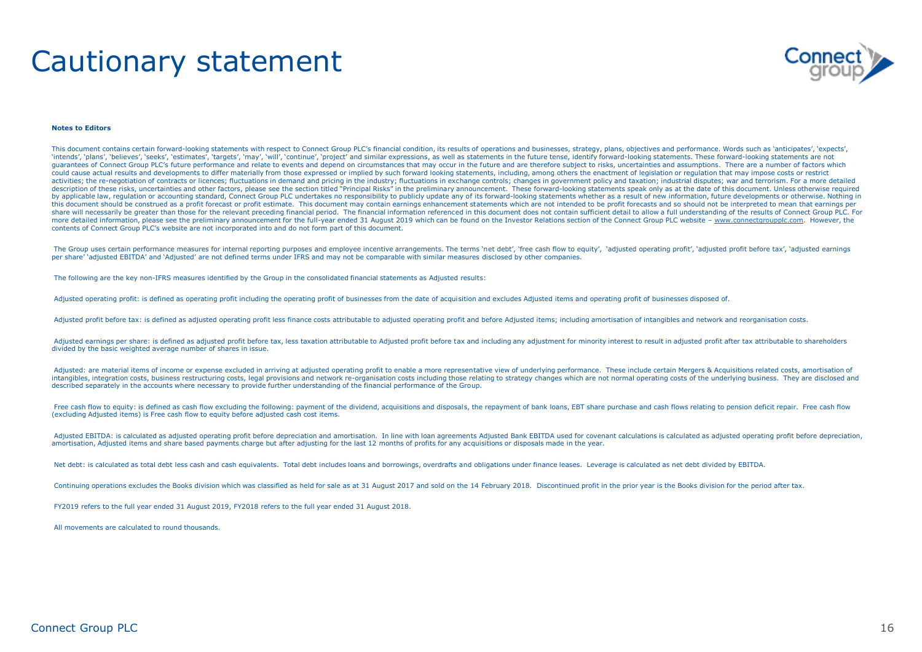# Cautionary statement

**Notes to Editors**

This document contains certain forward-looking statements with respect to Connect Group PLC's financial condition, its results of operations and businesses, strategy, plans, objectives and performance. Words such as 'anticipates', 'expects', 'intends', 'plans', 'believes', 'seeks', 'estimates', 'targets', 'may', 'will', 'continue', 'project' and similar expressions, as well as statements in the future tense, identify forward-looking statements. These forward-looking statements are not guarantees of Connect Group PLC's future performance and relate to events and depend on circumstances that may occur in the future and are therefore subject to risks, uncertainties and assumptions. There are a number of factors which could cause actual results and developments to differ materially from those expressed or implied by such forward looking statements, including, among others the enactment of legislation or regulation that may impose costs or restrict activities; the re-negotiation of contracts or licences; fluctuations in demand and pricing in the industry; fluctuations in exchange controls; changes in government policy and taxation; industrial disputes; war and terrorism. For a more detailed description of these risks, uncertainties and other factors, please see the section titled "Principal Risks" in the preliminary announcement. These forward-looking statements speak only as at the date of this document. Unless otherwise required by applicable law, regulation or accounting standard, Connect Group PLC undertakes no responsibility to publicly update any of its forward-looking statements whether as a result of new information, future developments or otherwise. Nothing in this document should be construed as a profit forecast or profit estimate. This document may contain earnings enhancement statements which are not intended to be profit forecasts and so should not be interpreted to mean that earnings per share will necessarily be greater than those for the relevant preceding financial period. The financial information referenced in this document does not contain sufficient detail to allow a full understanding of the results of Connect Group PLC. For more detailed information, please see the preliminary announcement for the full-year ended 31 August 2019 which can be found on the Investor Relations section of the Connect Group PLC website – www.connectgroupplc.com. However, the contents of Connect Group PLC's website are not incorporated into and do not form part of this document.

The Group uses certain performance measures for internal reporting purposes and employee incentive arrangements. The terms 'net debt', 'free cash flow to equity', 'adjusted operating profit', 'adjusted profit before tax', 'adjusted earnings per share' 'adjusted EBITDA' and 'Adjusted' are not defined terms under IFRS and may not be comparable with similar measures disclosed by other companies.

The following are the key non-IFRS measures identified by the Group in the consolidated financial statements as Adjusted results:

Adjusted operating profit: is defined as operating profit including the operating profit of businesses from the date of acquisition and excludes Adjusted items and operating profit of businesses disposed of.

Adjusted profit before tax: is defined as adjusted operating profit less finance costs attributable to adjusted operating profit and before Adjusted items; including amortisation of intangibles and network and reorganisation costs.

Adjusted earnings per share: is defined as adjusted profit before tax, less taxation attributable to Adjusted profit before tax and including any adjustment for minority interest to result in adjusted profit after tax attributable to shareholders divided by the basic weighted average number of shares in issue.

Adjusted: are material items of income or expense excluded in arriving at adjusted operating profit to enable a more representative view of underlying performance. These include certain Mergers & Acquisitions related costs, amortisation of intangibles, integration costs, business restructuring costs, legal provisions and network re-organisation costs including those relating to strategy changes which are not normal operating costs of the underlying business. They are disclosed and described separately in the accounts where necessary to provide further understanding of the financial performance of the Group.

Free cash flow to equity: is defined as cash flow excluding the following: payment of the dividend, acquisitions and disposals, the repayment of bank loans, EBT share purchase and cash flows relating to pension deficit repair. Free cash flow (excluding Adjusted items) is Free cash flow to equity before adjusted cash cost items.

Adjusted EBITDA: is calculated as adjusted operating profit before depreciation and amortisation. In line with loan agreements Adjusted Bank EBITDA used for covenant calculations is calculated as adjusted operating profit before depreciation, amortisation, Adjusted items and share based payments charge but after adjusting for the last 12 months of profits for any acquisitions or disposals made in the year.

Net debt: is calculated as total debt less cash and cash equivalents. Total debt includes loans and borrowings, overdrafts and obligations under finance leases. Leverage is calculated as net debt divided by EBITDA.

Continuing operations excludes the Books division which was classified as held for sale as at 31 August 2017 and sold on the 14 February 2018. Discontinued profit in the prior year is the Books division for the period after tax.

FY2019 refers to the full year ended 31 August 2019, FY2018 refers to the full year ended 31 August 2018.

All movements are calculated to round thousands.